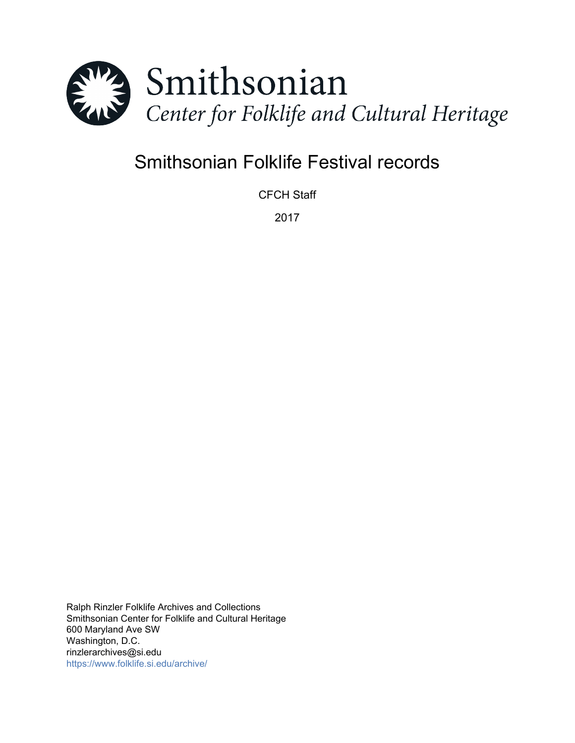Smithsonian

*Center for Folklife and Cultural Heritage*

# Smithsonian Folklife Festival records

CFCH Staff

2017

Ralph Rinzler Folklife Archives and Collections
Smithsonian Center for Folklife and Cultural Heritage
600 Maryland Ave SW
Washington, D.C.
rinzlerarchives@si.edu
https://www.folklife.si.edu/archive/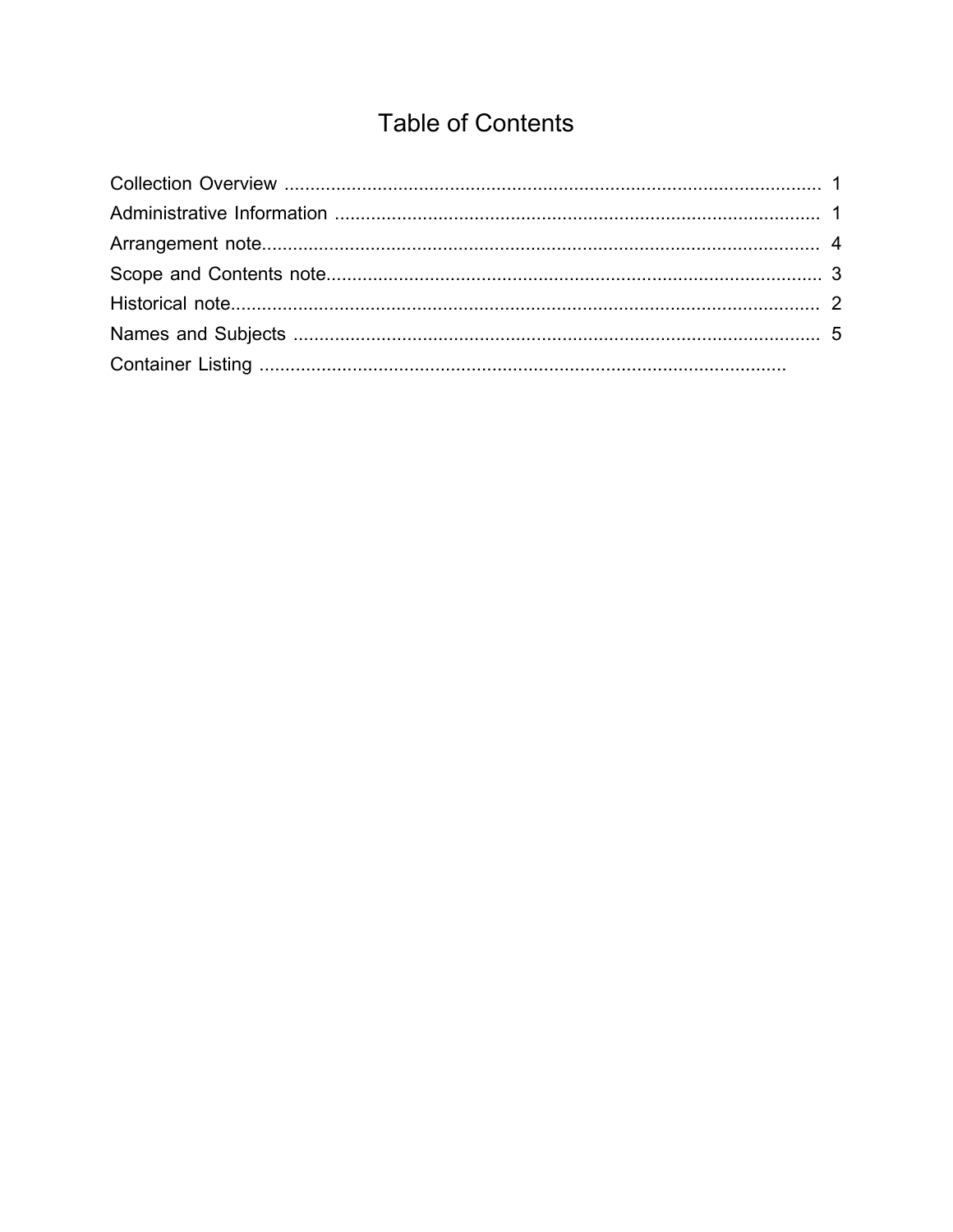# Table of Contents

Collection Overview ........................................................................................................ 1
Administrative Information ............................................................................................. 1
Arrangement note............................................................................................................ 4
Scope and Contents note................................................................................................ 3
Historical note.................................................................................................................. 2
Names and Subjects ...................................................................................................... 5
Container Listing ......................................................................................................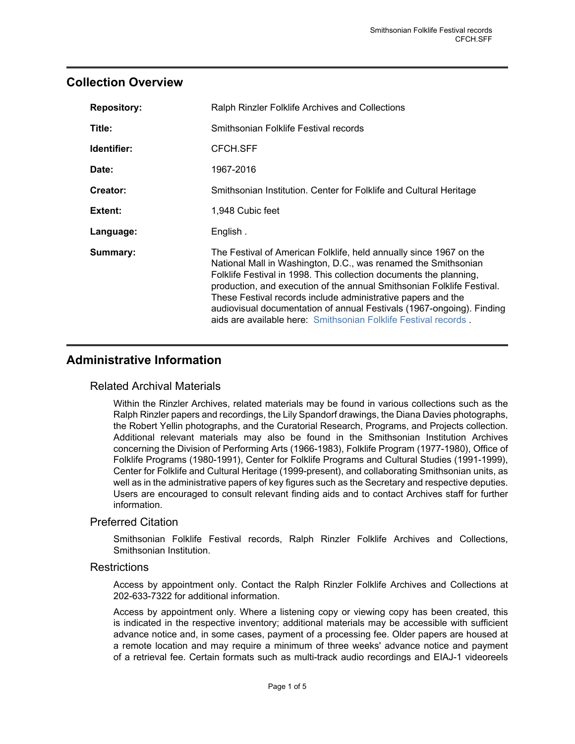## Collection Overview

| | |
|---|---|
| **Repository:** | Ralph Rinzler Folklife Archives and Collections |
| **Title:** | Smithsonian Folklife Festival records |
| **Identifier:** | CFCH.SFF |
| **Date:** | 1967-2016 |
| **Creator:** | Smithsonian Institution. Center for Folklife and Cultural Heritage |
| **Extent:** | 1,948 Cubic feet |
| **Language:** | English . |
| **Summary:** | The Festival of American Folklife, held annually since 1967 on the National Mall in Washington, D.C., was renamed the Smithsonian Folklife Festival in 1998. This collection documents the planning, production, and execution of the annual Smithsonian Folklife Festival. These Festival records include administrative papers and the audiovisual documentation of annual Festivals (1967-ongoing). Finding aids are available here: Smithsonian Folklife Festival records . |

## Administrative Information

### Related Archival Materials

Within the Rinzler Archives, related materials may be found in various collections such as the Ralph Rinzler papers and recordings, the Lily Spandorf drawings, the Diana Davies photographs, the Robert Yellin photographs, and the Curatorial Research, Programs, and Projects collection. Additional relevant materials may also be found in the Smithsonian Institution Archives concerning the Division of Performing Arts (1966-1983), Folklife Program (1977-1980), Office of Folklife Programs (1980-1991), Center for Folklife Programs and Cultural Studies (1991-1999), Center for Folklife and Cultural Heritage (1999-present), and collaborating Smithsonian units, as well as in the administrative papers of key figures such as the Secretary and respective deputies. Users are encouraged to consult relevant finding aids and to contact Archives staff for further information.

### Preferred Citation

Smithsonian Folklife Festival records, Ralph Rinzler Folklife Archives and Collections, Smithsonian Institution.

### Restrictions

Access by appointment only. Contact the Ralph Rinzler Folklife Archives and Collections at 202-633-7322 for additional information.

Access by appointment only. Where a listening copy or viewing copy has been created, this is indicated in the respective inventory; additional materials may be accessible with sufficient advance notice and, in some cases, payment of a processing fee. Older papers are housed at a remote location and may require a minimum of three weeks' advance notice and payment of a retrieval fee. Certain formats such as multi-track audio recordings and EIAJ-1 videoreels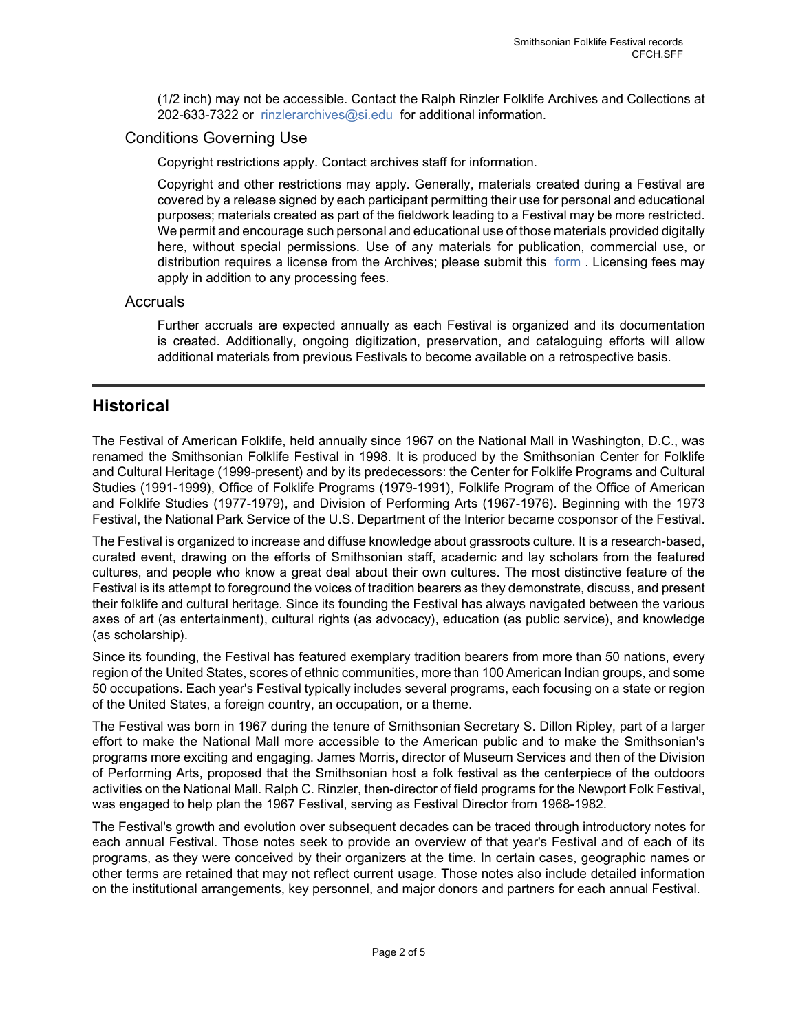(1/2 inch) may not be accessible. Contact the Ralph Rinzler Folklife Archives and Collections at 202-633-7322 or rinzlerarchives@si.edu for additional information.

### Conditions Governing Use

Copyright restrictions apply. Contact archives staff for information.

Copyright and other restrictions may apply. Generally, materials created during a Festival are covered by a release signed by each participant permitting their use for personal and educational purposes; materials created as part of the fieldwork leading to a Festival may be more restricted. We permit and encourage such personal and educational use of those materials provided digitally here, without special permissions. Use of any materials for publication, commercial use, or distribution requires a license from the Archives; please submit this form . Licensing fees may apply in addition to any processing fees.

### Accruals

Further accruals are expected annually as each Festival is organized and its documentation is created. Additionally, ongoing digitization, preservation, and cataloguing efforts will allow additional materials from previous Festivals to become available on a retrospective basis.

## Historical

The Festival of American Folklife, held annually since 1967 on the National Mall in Washington, D.C., was renamed the Smithsonian Folklife Festival in 1998. It is produced by the Smithsonian Center for Folklife and Cultural Heritage (1999-present) and by its predecessors: the Center for Folklife Programs and Cultural Studies (1991-1999), Office of Folklife Programs (1979-1991), Folklife Program of the Office of American and Folklife Studies (1977-1979), and Division of Performing Arts (1967-1976). Beginning with the 1973 Festival, the National Park Service of the U.S. Department of the Interior became cosponsor of the Festival.

The Festival is organized to increase and diffuse knowledge about grassroots culture. It is a research-based, curated event, drawing on the efforts of Smithsonian staff, academic and lay scholars from the featured cultures, and people who know a great deal about their own cultures. The most distinctive feature of the Festival is its attempt to foreground the voices of tradition bearers as they demonstrate, discuss, and present their folklife and cultural heritage. Since its founding the Festival has always navigated between the various axes of art (as entertainment), cultural rights (as advocacy), education (as public service), and knowledge (as scholarship).

Since its founding, the Festival has featured exemplary tradition bearers from more than 50 nations, every region of the United States, scores of ethnic communities, more than 100 American Indian groups, and some 50 occupations. Each year's Festival typically includes several programs, each focusing on a state or region of the United States, a foreign country, an occupation, or a theme.

The Festival was born in 1967 during the tenure of Smithsonian Secretary S. Dillon Ripley, part of a larger effort to make the National Mall more accessible to the American public and to make the Smithsonian's programs more exciting and engaging. James Morris, director of Museum Services and then of the Division of Performing Arts, proposed that the Smithsonian host a folk festival as the centerpiece of the outdoors activities on the National Mall. Ralph C. Rinzler, then-director of field programs for the Newport Folk Festival, was engaged to help plan the 1967 Festival, serving as Festival Director from 1968-1982.

The Festival's growth and evolution over subsequent decades can be traced through introductory notes for each annual Festival. Those notes seek to provide an overview of that year's Festival and of each of its programs, as they were conceived by their organizers at the time. In certain cases, geographic names or other terms are retained that may not reflect current usage. Those notes also include detailed information on the institutional arrangements, key personnel, and major donors and partners for each annual Festival.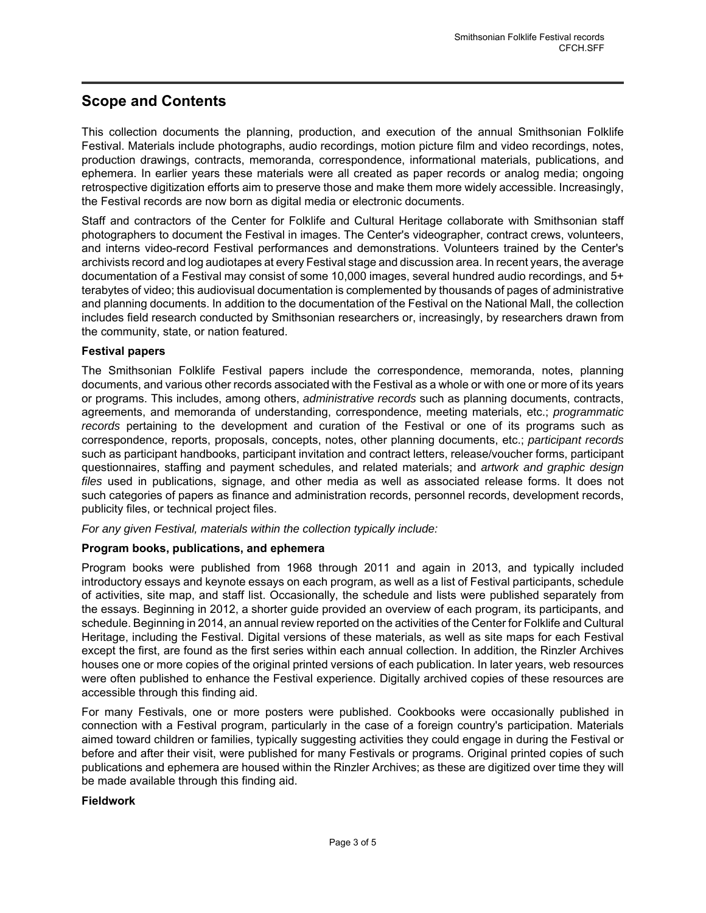## Scope and Contents

This collection documents the planning, production, and execution of the annual Smithsonian Folklife Festival. Materials include photographs, audio recordings, motion picture film and video recordings, notes, production drawings, contracts, memoranda, correspondence, informational materials, publications, and ephemera. In earlier years these materials were all created as paper records or analog media; ongoing retrospective digitization efforts aim to preserve those and make them more widely accessible. Increasingly, the Festival records are now born as digital media or electronic documents.

Staff and contractors of the Center for Folklife and Cultural Heritage collaborate with Smithsonian staff photographers to document the Festival in images. The Center's videographer, contract crews, volunteers, and interns video-record Festival performances and demonstrations. Volunteers trained by the Center's archivists record and log audiotapes at every Festival stage and discussion area. In recent years, the average documentation of a Festival may consist of some 10,000 images, several hundred audio recordings, and 5+ terabytes of video; this audiovisual documentation is complemented by thousands of pages of administrative and planning documents. In addition to the documentation of the Festival on the National Mall, the collection includes field research conducted by Smithsonian researchers or, increasingly, by researchers drawn from the community, state, or nation featured.

**Festival papers**

The Smithsonian Folklife Festival papers include the correspondence, memoranda, notes, planning documents, and various other records associated with the Festival as a whole or with one or more of its years or programs. This includes, among others, *administrative records* such as planning documents, contracts, agreements, and memoranda of understanding, correspondence, meeting materials, etc.; *programmatic records* pertaining to the development and curation of the Festival or one of its programs such as correspondence, reports, proposals, concepts, notes, other planning documents, etc.; *participant records* such as participant handbooks, participant invitation and contract letters, release/voucher forms, participant questionnaires, staffing and payment schedules, and related materials; and *artwork and graphic design files* used in publications, signage, and other media as well as associated release forms. It does not such categories of papers as finance and administration records, personnel records, development records, publicity files, or technical project files.

*For any given Festival, materials within the collection typically include:*

**Program books, publications, and ephemera**

Program books were published from 1968 through 2011 and again in 2013, and typically included introductory essays and keynote essays on each program, as well as a list of Festival participants, schedule of activities, site map, and staff list. Occasionally, the schedule and lists were published separately from the essays. Beginning in 2012, a shorter guide provided an overview of each program, its participants, and schedule. Beginning in 2014, an annual review reported on the activities of the Center for Folklife and Cultural Heritage, including the Festival. Digital versions of these materials, as well as site maps for each Festival except the first, are found as the first series within each annual collection. In addition, the Rinzler Archives houses one or more copies of the original printed versions of each publication. In later years, web resources were often published to enhance the Festival experience. Digitally archived copies of these resources are accessible through this finding aid.

For many Festivals, one or more posters were published. Cookbooks were occasionally published in connection with a Festival program, particularly in the case of a foreign country's participation. Materials aimed toward children or families, typically suggesting activities they could engage in during the Festival or before and after their visit, were published for many Festivals or programs. Original printed copies of such publications and ephemera are housed within the Rinzler Archives; as these are digitized over time they will be made available through this finding aid.

**Fieldwork**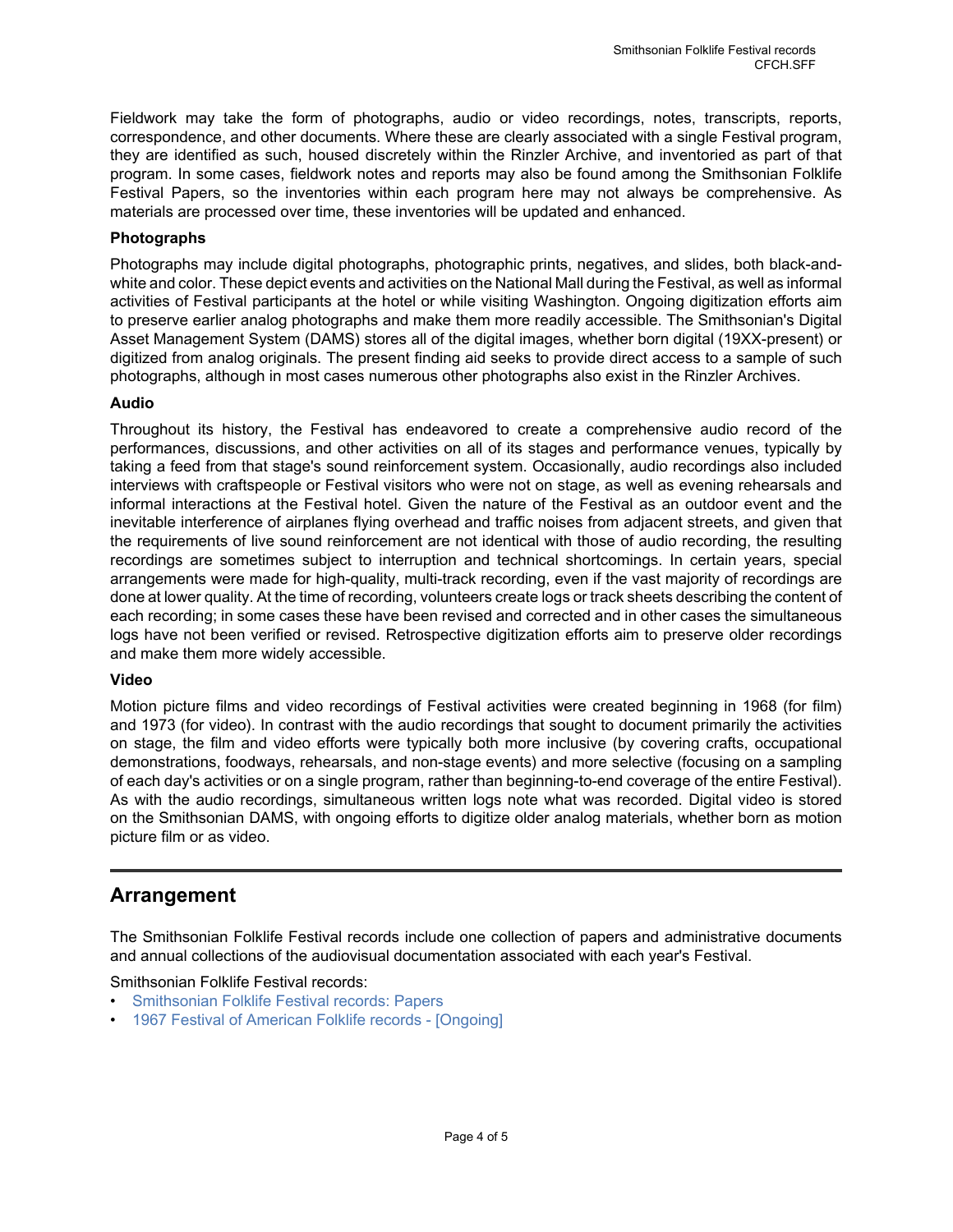Fieldwork may take the form of photographs, audio or video recordings, notes, transcripts, reports, correspondence, and other documents. Where these are clearly associated with a single Festival program, they are identified as such, housed discretely within the Rinzler Archive, and inventoried as part of that program. In some cases, fieldwork notes and reports may also be found among the Smithsonian Folklife Festival Papers, so the inventories within each program here may not always be comprehensive. As materials are processed over time, these inventories will be updated and enhanced.

**Photographs**

Photographs may include digital photographs, photographic prints, negatives, and slides, both black-and-white and color. These depict events and activities on the National Mall during the Festival, as well as informal activities of Festival participants at the hotel or while visiting Washington. Ongoing digitization efforts aim to preserve earlier analog photographs and make them more readily accessible. The Smithsonian's Digital Asset Management System (DAMS) stores all of the digital images, whether born digital (19XX-present) or digitized from analog originals. The present finding aid seeks to provide direct access to a sample of such photographs, although in most cases numerous other photographs also exist in the Rinzler Archives.

**Audio**

Throughout its history, the Festival has endeavored to create a comprehensive audio record of the performances, discussions, and other activities on all of its stages and performance venues, typically by taking a feed from that stage's sound reinforcement system. Occasionally, audio recordings also included interviews with craftspeople or Festival visitors who were not on stage, as well as evening rehearsals and informal interactions at the Festival hotel. Given the nature of the Festival as an outdoor event and the inevitable interference of airplanes flying overhead and traffic noises from adjacent streets, and given that the requirements of live sound reinforcement are not identical with those of audio recording, the resulting recordings are sometimes subject to interruption and technical shortcomings. In certain years, special arrangements were made for high-quality, multi-track recording, even if the vast majority of recordings are done at lower quality. At the time of recording, volunteers create logs or track sheets describing the content of each recording; in some cases these have been revised and corrected and in other cases the simultaneous logs have not been verified or revised. Retrospective digitization efforts aim to preserve older recordings and make them more widely accessible.

**Video**

Motion picture films and video recordings of Festival activities were created beginning in 1968 (for film) and 1973 (for video). In contrast with the audio recordings that sought to document primarily the activities on stage, the film and video efforts were typically both more inclusive (by covering crafts, occupational demonstrations, foodways, rehearsals, and non-stage events) and more selective (focusing on a sampling of each day's activities or on a single program, rather than beginning-to-end coverage of the entire Festival). As with the audio recordings, simultaneous written logs note what was recorded. Digital video is stored on the Smithsonian DAMS, with ongoing efforts to digitize older analog materials, whether born as motion picture film or as video.

## Arrangement

The Smithsonian Folklife Festival records include one collection of papers and administrative documents and annual collections of the audiovisual documentation associated with each year's Festival.

Smithsonian Folklife Festival records:

- Smithsonian Folklife Festival records: Papers
- 1967 Festival of American Folklife records - [Ongoing]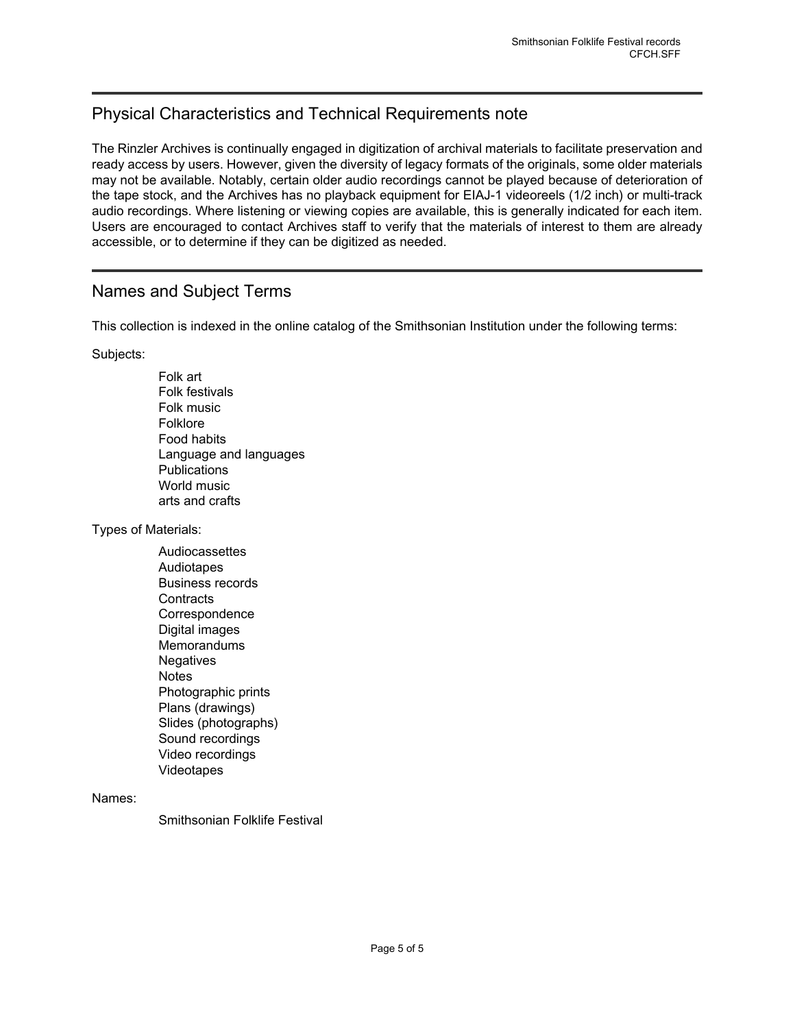## Physical Characteristics and Technical Requirements note

The Rinzler Archives is continually engaged in digitization of archival materials to facilitate preservation and ready access by users. However, given the diversity of legacy formats of the originals, some older materials may not be available. Notably, certain older audio recordings cannot be played because of deterioration of the tape stock, and the Archives has no playback equipment for EIAJ-1 videoreels (1/2 inch) or multi-track audio recordings. Where listening or viewing copies are available, this is generally indicated for each item. Users are encouraged to contact Archives staff to verify that the materials of interest to them are already accessible, or to determine if they can be digitized as needed.

## Names and Subject Terms

This collection is indexed in the online catalog of the Smithsonian Institution under the following terms:

Subjects:

- Folk art
- Folk festivals
- Folk music
- Folklore
- Food habits
- Language and languages
- Publications
- World music
- arts and crafts

Types of Materials:

- Audiocassettes
- Audiotapes
- Business records
- Contracts
- Correspondence
- Digital images
- Memorandums
- Negatives
- Notes
- Photographic prints
- Plans (drawings)
- Slides (photographs)
- Sound recordings
- Video recordings
- Videotapes

Names:

- Smithsonian Folklife Festival